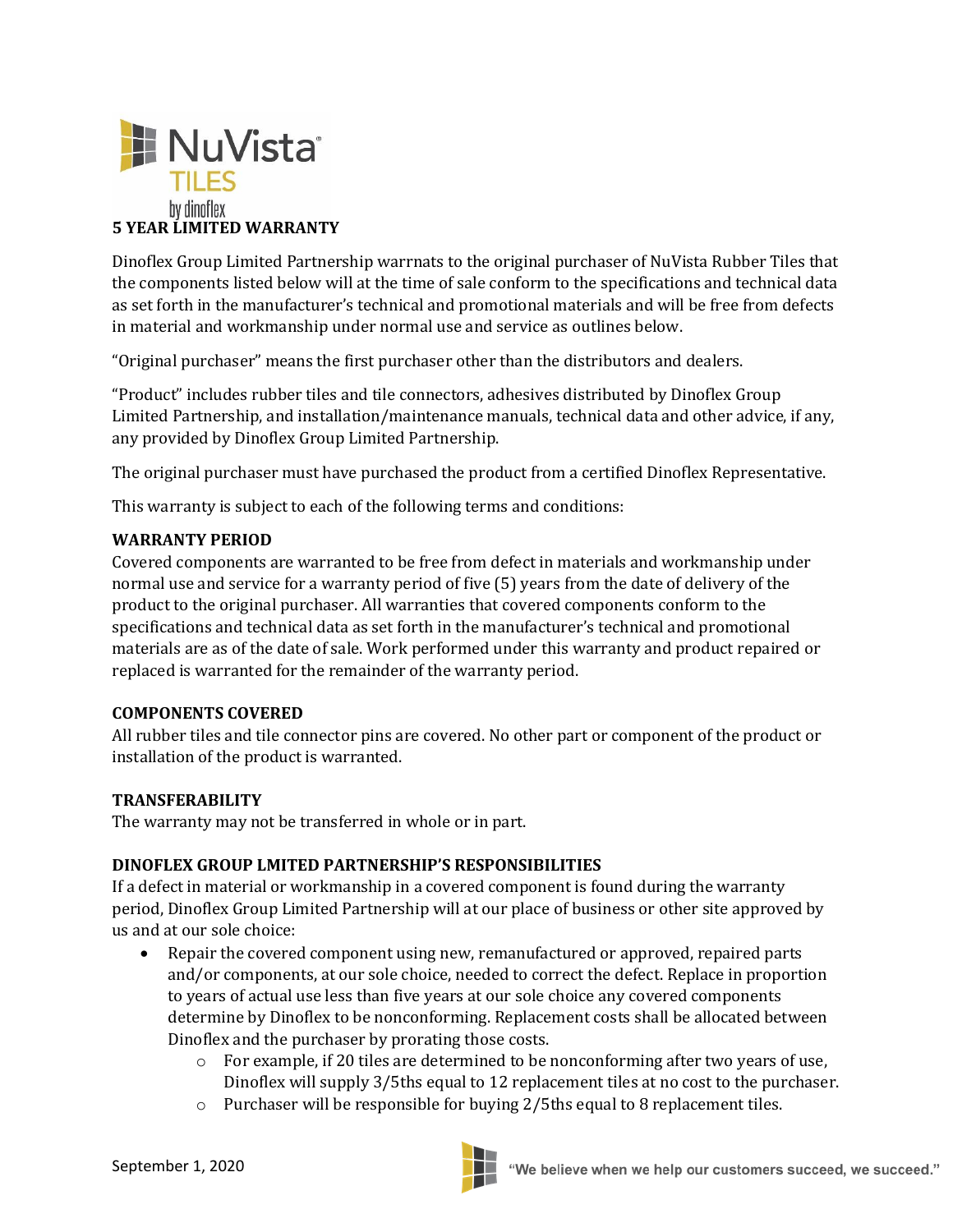NuVista TILES by dinoflex

# 5 YEAR LIMITED WARRANTY

Dinoflex Group Limited Partnership warrnats to the original purchaser of NuVista Rubber Tiles that the components listed below will at the time of sale conform to the specifications and technical data as set forth in the manufacturer's technical and promotional materials and will be free from defects in material and workmanship under normal use and service as outlines below.

"Original purchaser" means the first purchaser other than the distributors and dealers.

"Product" includes rubber tiles and tile connectors, adhesives distributed by Dinoflex Group Limited Partnership, and installation/maintenance manuals, technical data and other advice, if any, any provided by Dinoflex Group Limited Partnership.

The original purchaser must have purchased the product from a certified Dinoflex Representative.

This warranty is subject to each of the following terms and conditions:

## WARRANTY PERIOD

Covered components are warranted to be free from defect in materials and workmanship under normal use and service for a warranty period of five (5) years from the date of delivery of the product to the original purchaser. All warranties that covered components conform to the specifications and technical data as set forth in the manufacturer's technical and promotional materials are as of the date of sale. Work performed under this warranty and product repaired or replaced is warranted for the remainder of the warranty period.

## COMPONENTS COVERED

All rubber tiles and tile connector pins are covered. No other part or component of the product or installation of the product is warranted.

## TRANSFERABILITY

The warranty may not be transferred in whole or in part.

## DINOFLEX GROUP LMITED PARTNERSHIP'S RESPONSIBILITIES

If a defect in material or workmanship in a covered component is found during the warranty period, Dinoflex Group Limited Partnership will at our place of business or other site approved by us and at our sole choice:

- Repair the covered component using new, remanufactured or approved, repaired parts and/or components, at our sole choice, needed to correct the defect. Replace in proportion to years of actual use less than five years at our sole choice any covered components determine by Dinoflex to be nonconforming. Replacement costs shall be allocated between Dinoflex and the purchaser by prorating those costs.
    - For example, if 20 tiles are determined to be nonconforming after two years of use, Dinoflex will supply 3/5ths equal to 12 replacement tiles at no cost to the purchaser.
    - Purchaser will be responsible for buying 2/5ths equal to 8 replacement tiles.

September 1, 2020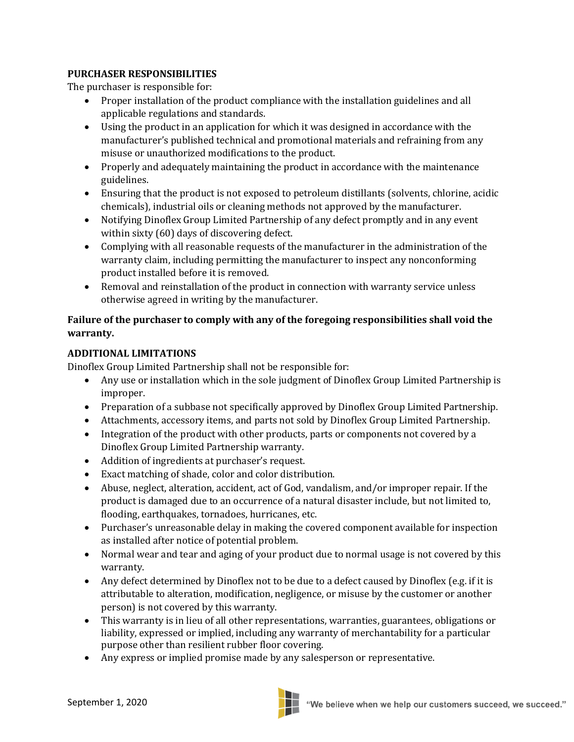## PURCHASER RESPONSIBILITIES

The purchaser is responsible for:

- Proper installation of the product compliance with the installation guidelines and all applicable regulations and standards.
- Using the product in an application for which it was designed in accordance with the manufacturer's published technical and promotional materials and refraining from any misuse or unauthorized modifications to the product.
- Properly and adequately maintaining the product in accordance with the maintenance guidelines.
- Ensuring that the product is not exposed to petroleum distillants (solvents, chlorine, acidic chemicals), industrial oils or cleaning methods not approved by the manufacturer.
- Notifying Dinoflex Group Limited Partnership of any defect promptly and in any event within sixty (60) days of discovering defect.
- Complying with all reasonable requests of the manufacturer in the administration of the warranty claim, including permitting the manufacturer to inspect any nonconforming product installed before it is removed.
- Removal and reinstallation of the product in connection with warranty service unless otherwise agreed in writing by the manufacturer.

**Failure of the purchaser to comply with any of the foregoing responsibilities shall void the warranty.**

## ADDITIONAL LIMITATIONS

Dinoflex Group Limited Partnership shall not be responsible for:

- Any use or installation which in the sole judgment of Dinoflex Group Limited Partnership is improper.
- Preparation of a subbase not specifically approved by Dinoflex Group Limited Partnership.
- Attachments, accessory items, and parts not sold by Dinoflex Group Limited Partnership.
- Integration of the product with other products, parts or components not covered by a Dinoflex Group Limited Partnership warranty.
- Addition of ingredients at purchaser's request.
- Exact matching of shade, color and color distribution.
- Abuse, neglect, alteration, accident, act of God, vandalism, and/or improper repair. If the product is damaged due to an occurrence of a natural disaster include, but not limited to, flooding, earthquakes, tornadoes, hurricanes, etc.
- Purchaser's unreasonable delay in making the covered component available for inspection as installed after notice of potential problem.
- Normal wear and tear and aging of your product due to normal usage is not covered by this warranty.
- Any defect determined by Dinoflex not to be due to a defect caused by Dinoflex (e.g. if it is attributable to alteration, modification, negligence, or misuse by the customer or another person) is not covered by this warranty.
- This warranty is in lieu of all other representations, warranties, guarantees, obligations or liability, expressed or implied, including any warranty of merchantability for a particular purpose other than resilient rubber floor covering.
- Any express or implied promise made by any salesperson or representative.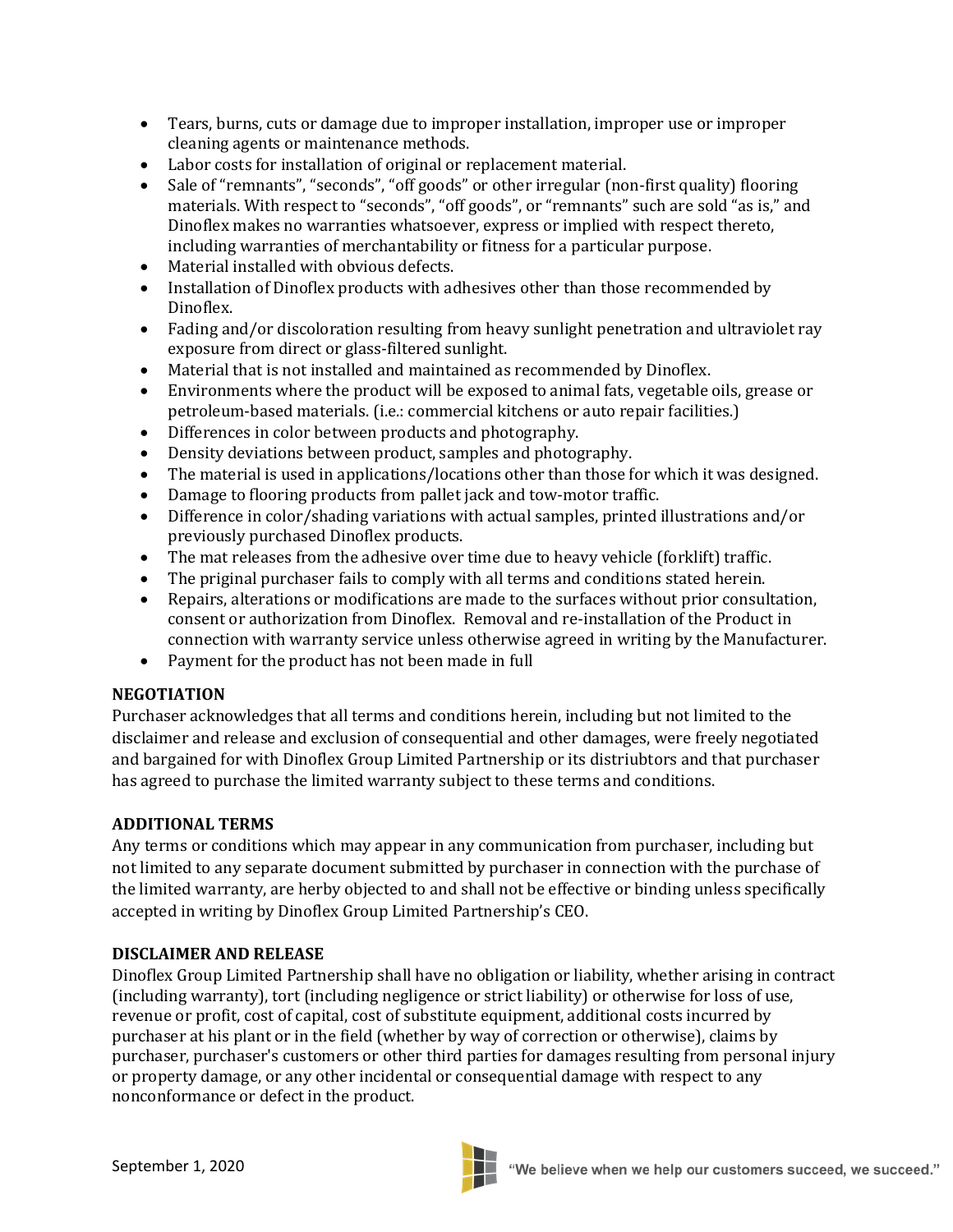- Tears, burns, cuts or damage due to improper installation, improper use or improper cleaning agents or maintenance methods.
- Labor costs for installation of original or replacement material.
- Sale of "remnants", "seconds", "off goods" or other irregular (non-first quality) flooring materials. With respect to "seconds", "off goods", or "remnants" such are sold "as is," and Dinoflex makes no warranties whatsoever, express or implied with respect thereto, including warranties of merchantability or fitness for a particular purpose.
- Material installed with obvious defects.
- Installation of Dinoflex products with adhesives other than those recommended by Dinoflex.
- Fading and/or discoloration resulting from heavy sunlight penetration and ultraviolet ray exposure from direct or glass-filtered sunlight.
- Material that is not installed and maintained as recommended by Dinoflex.
- Environments where the product will be exposed to animal fats, vegetable oils, grease or petroleum-based materials. (i.e.: commercial kitchens or auto repair facilities.)
- Differences in color between products and photography.
- Density deviations between product, samples and photography.
- The material is used in applications/locations other than those for which it was designed.
- Damage to flooring products from pallet jack and tow-motor traffic.
- Difference in color/shading variations with actual samples, printed illustrations and/or previously purchased Dinoflex products.
- The mat releases from the adhesive over time due to heavy vehicle (forklift) traffic.
- The priginal purchaser fails to comply with all terms and conditions stated herein.
- Repairs, alterations or modifications are made to the surfaces without prior consultation, consent or authorization from Dinoflex. Removal and re-installation of the Product in connection with warranty service unless otherwise agreed in writing by the Manufacturer.
- Payment for the product has not been made in full

**NEGOTIATION**

Purchaser acknowledges that all terms and conditions herein, including but not limited to the disclaimer and release and exclusion of consequential and other damages, were freely negotiated and bargained for with Dinoflex Group Limited Partnership or its distriubtors and that purchaser has agreed to purchase the limited warranty subject to these terms and conditions.

**ADDITIONAL TERMS**

Any terms or conditions which may appear in any communication from purchaser, including but not limited to any separate document submitted by purchaser in connection with the purchase of the limited warranty, are herby objected to and shall not be effective or binding unless specifically accepted in writing by Dinoflex Group Limited Partnership's CEO.

**DISCLAIMER AND RELEASE**

Dinoflex Group Limited Partnership shall have no obligation or liability, whether arising in contract (including warranty), tort (including negligence or strict liability) or otherwise for loss of use, revenue or profit, cost of capital, cost of substitute equipment, additional costs incurred by purchaser at his plant or in the field (whether by way of correction or otherwise), claims by purchaser, purchaser's customers or other third parties for damages resulting from personal injury or property damage, or any other incidental or consequential damage with respect to any nonconformance or defect in the product.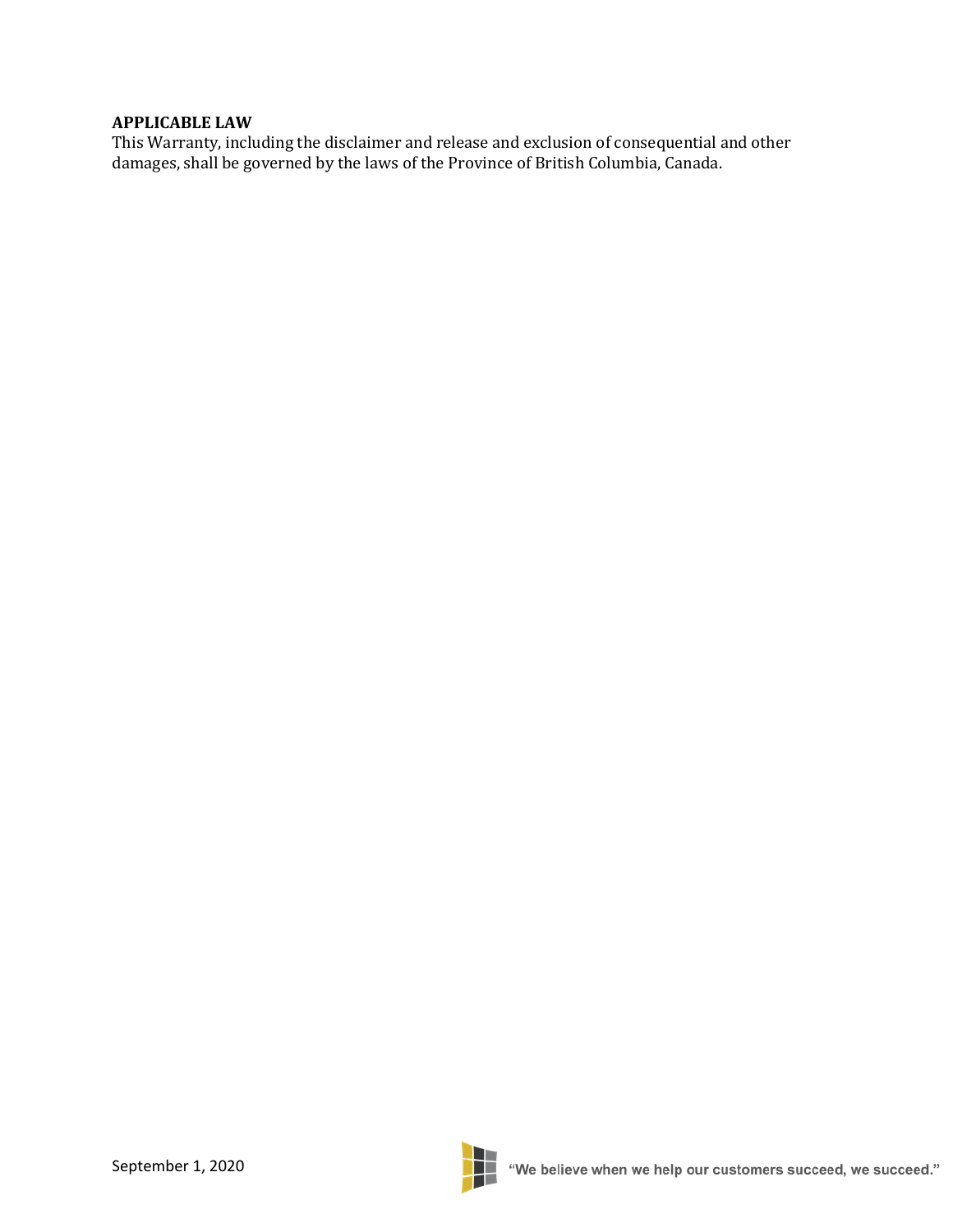**APPLICABLE LAW**
This Warranty, including the disclaimer and release and exclusion of consequential and other damages, shall be governed by the laws of the Province of British Columbia, Canada.